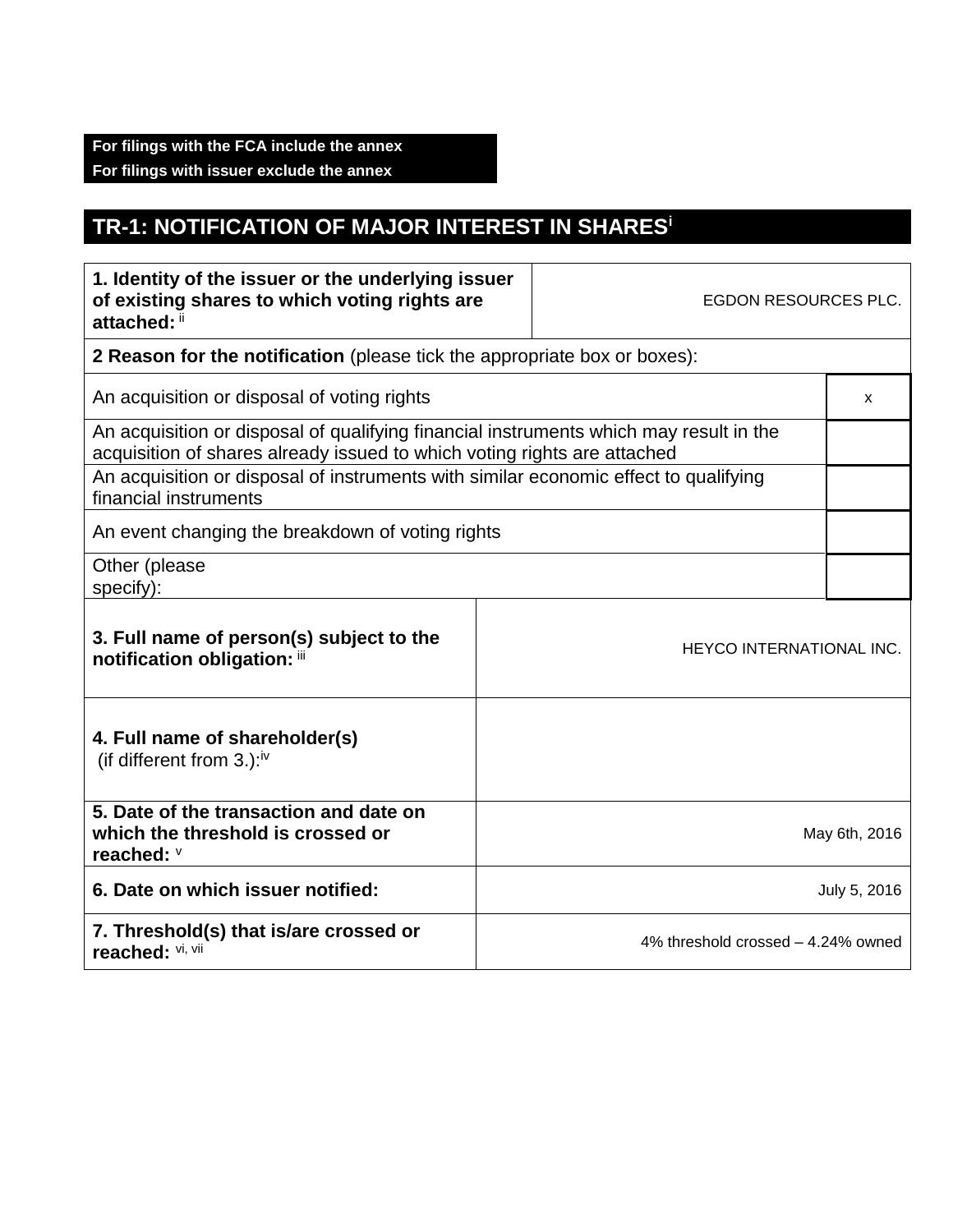**For filings with the FCA include the annex**
**For filings with issuer exclude the annex**

# TR-1: NOTIFICATION OF MAJOR INTEREST IN SHARES[i]

| | |
|---|---|
| **1. Identity of the issuer or the underlying issuer of existing shares to which voting rights are attached:** [ii] | EGDON RESOURCES PLC. |
| **2 Reason for the notification** (please tick the appropriate box or boxes): | |
| An acquisition or disposal of voting rights | x |
| An acquisition or disposal of qualifying financial instruments which may result in the acquisition of shares already issued to which voting rights are attached | |
| An acquisition or disposal of instruments with similar economic effect to qualifying financial instruments | |
| An event changing the breakdown of voting rights | |
| Other (please specify): | |
| **3. Full name of person(s) subject to the notification obligation:** [iii] | HEYCO INTERNATIONAL INC. |
| **4. Full name of shareholder(s)** (if different from 3.):[iv] | |
| **5. Date of the transaction and date on which the threshold is crossed or reached:** [v] | May 6th, 2016 |
| **6. Date on which issuer notified:** | July 5, 2016 |
| **7. Threshold(s) that is/are crossed or reached:** [vi, vii] | 4% threshold crossed – 4.24% owned |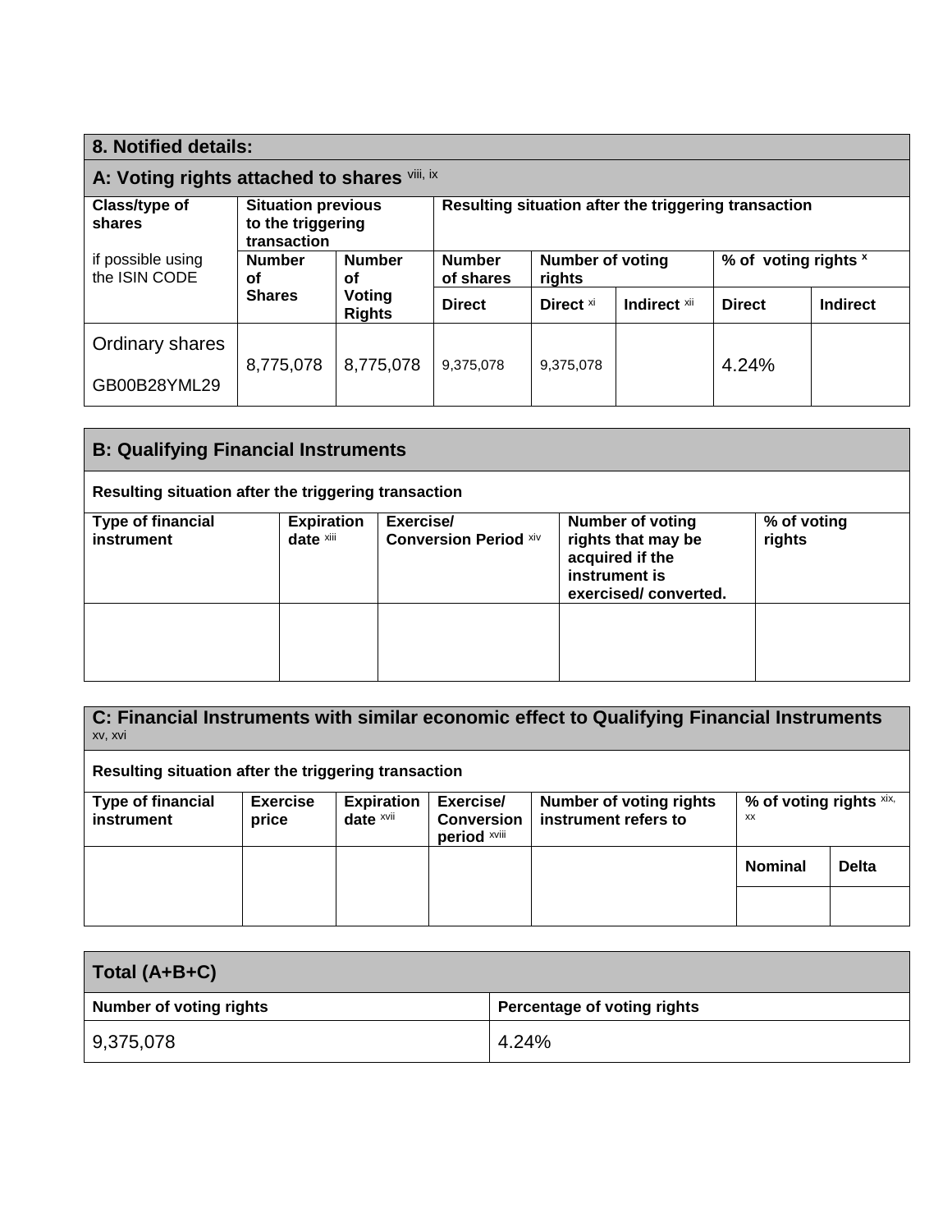## 8. Notified details:

### A: Voting rights attached to shares [viii, ix]

| Class/type of shares<br>if possible using the ISIN CODE | Situation previous to the triggering transaction | | Resulting situation after the triggering transaction | | | | |
|---|---|---|---|---|---|---|---|
| | Number of Shares | Number of Voting Rights | Number of shares | Number of voting rights | | % of voting rights [x] | |
| | | | Direct | Direct [xi] | Indirect [xii] | Direct | Indirect |
| Ordinary shares<br>GB00B28YML29 | 8,775,078 | 8,775,078 | 9,375,078 | 9,375,078 | | 4.24% | |

### B: Qualifying Financial Instruments

Resulting situation after the triggering transaction

| Type of financial instrument | Expiration date [xiii] | Exercise/ Conversion Period [xiv] | Number of voting rights that may be acquired if the instrument is exercised/ converted. | % of voting rights |
|---|---|---|---|---|
| | | | | |

### C: Financial Instruments with similar economic effect to Qualifying Financial Instruments [xv, xvi]

Resulting situation after the triggering transaction

| Type of financial instrument | Exercise price | Expiration date [xvii] | Exercise/ Conversion period [xviii] | Number of voting rights instrument refers to | % of voting rights [xix, xx] | |
|---|---|---|---|---|---|---|
| | | | | | Nominal | Delta |
| | | | | | | |

### Total (A+B+C)

| Number of voting rights | Percentage of voting rights |
|---|---|
| 9,375,078 | 4.24% |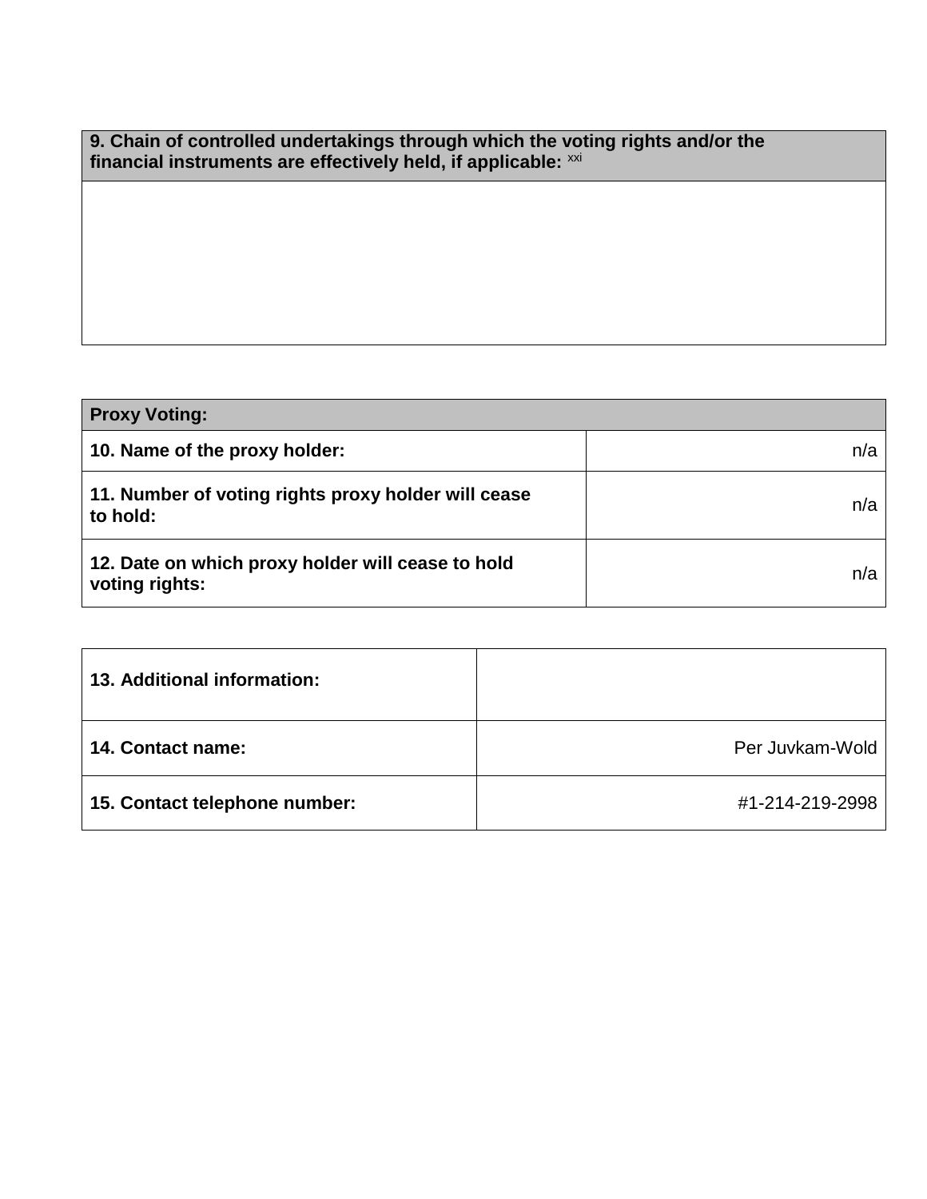| 9. Chain of controlled undertakings through which the voting rights and/or the financial instruments are effectively held, if applicable: [xxi] |
| --- |
| |

| Proxy Voting: | |
| --- | --- |
| **10. Name of the proxy holder:** | n/a |
| **11. Number of voting rights proxy holder will cease to hold:** | n/a |
| **12. Date on which proxy holder will cease to hold voting rights:** | n/a |

| | |
| --- | --- |
| **13. Additional information:** | |
| **14. Contact name:** | Per Juvkam-Wold |
| **15. Contact telephone number:** | #1-214-219-2998 |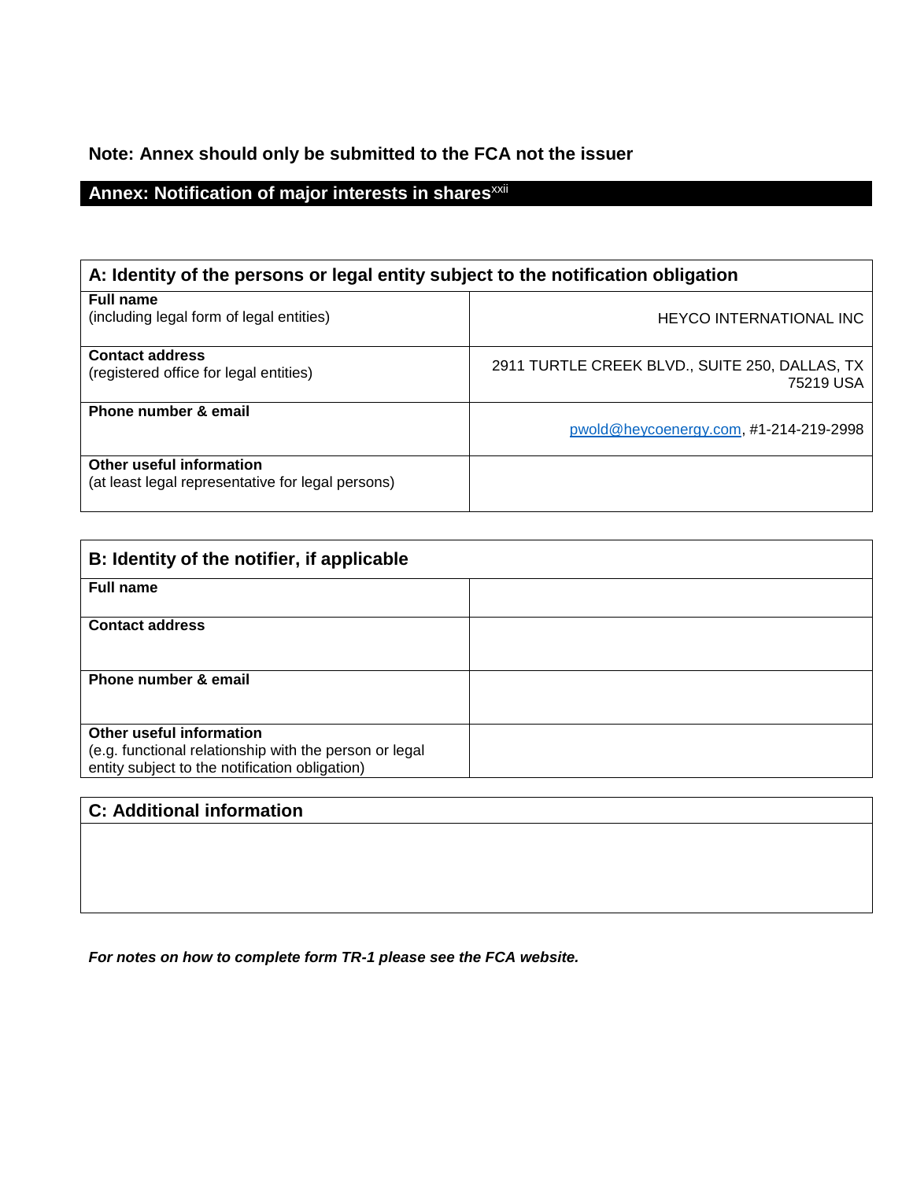**Note: Annex should only be submitted to the FCA not the issuer**

## Annex: Notification of major interests in shares[xxii]

| A: Identity of the persons or legal entity subject to the notification obligation | |
| --- | --- |
| **Full name** (including legal form of legal entities) | HEYCO INTERNATIONAL INC |
| **Contact address** (registered office for legal entities) | 2911 TURTLE CREEK BLVD., SUITE 250, DALLAS, TX 75219 USA |
| **Phone number & email** | pwold@heycoenergy.com, #1-214-219-2998 |
| **Other useful information** (at least legal representative for legal persons) | |

| B: Identity of the notifier, if applicable | |
| --- | --- |
| **Full name** | |
| **Contact address** | |
| **Phone number & email** | |
| **Other useful information** (e.g. functional relationship with the person or legal entity subject to the notification obligation) | |

| C: Additional information |
| --- |
| |

***For notes on how to complete form TR-1 please see the FCA website.***